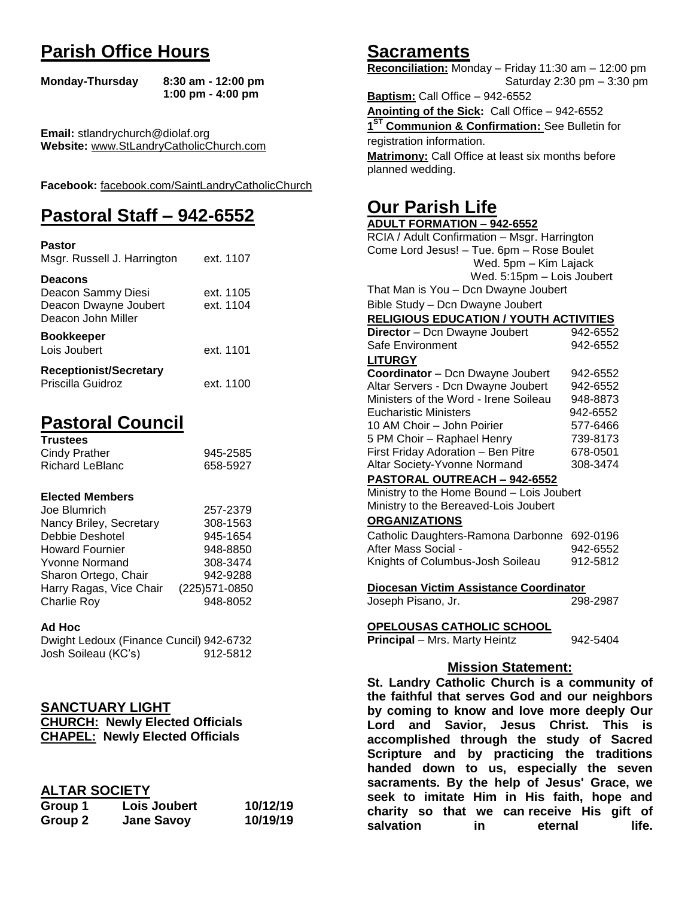## Parish Office Hours

**Monday-Thursday** **8:30 am - 12:00 pm**
**1:00 pm - 4:00 pm**

**Email:** stlandrychurch@diolaf.org
**Website:** www.StLandryCatholicChurch.com

**Facebook:** facebook.com/SaintLandryCatholicChurch

## Pastoral Staff – 942-6552

**Pastor**
Msgr. Russell J. Harrington ext. 1107

**Deacons**
Deacon Sammy Diesi ext. 1105
Deacon Dwayne Joubert ext. 1104
Deacon John Miller

**Bookkeeper**
Lois Joubert ext. 1101

**Receptionist/Secretary**
Priscilla Guidroz ext. 1100

## Pastoral Council

**Trustees**
Cindy Prather 945-2585
Richard LeBlanc 658-5927

**Elected Members**
Joe Blumrich 257-2379
Nancy Briley, Secretary 308-1563
Debbie Deshotel 945-1654
Howard Fournier 948-8850
Yvonne Normand 308-3474
Sharon Ortego, Chair 942-9288
Harry Ragas, Vice Chair (225)571-0850
Charlie Roy 948-8052

**Ad Hoc**
Dwight Ledoux (Finance Cuncil) 942-6732
Josh Soileau (KC's) 912-5812

**SANCTUARY LIGHT**
**CHURCH: Newly Elected Officials**
**CHAPEL: Newly Elected Officials**

**ALTAR SOCIETY**

| Group 1 | Lois Joubert | 10/12/19 |
|---|---|---|
| Group 2 | Jane Savoy | 10/19/19 |

## Sacraments

**Reconciliation:** Monday – Friday 11:30 am – 12:00 pm
Saturday 2:30 pm – 3:30 pm
**Baptism:** Call Office – 942-6552
**Anointing of the Sick:** Call Office – 942-6552
**1ST Communion & Confirmation:** See Bulletin for registration information.
**Matrimony:** Call Office at least six months before planned wedding.

## Our Parish Life

**ADULT FORMATION – 942-6552**
RCIA / Adult Confirmation – Msgr. Harrington
Come Lord Jesus! – Tue. 6pm – Rose Boulet
Wed. 5pm – Kim Lajack
Wed. 5:15pm – Lois Joubert
That Man is You – Dcn Dwayne Joubert
Bible Study – Dcn Dwayne Joubert

**RELIGIOUS EDUCATION / YOUTH ACTIVITIES**
**Director** – Dcn Dwayne Joubert 942-6552
Safe Environment 942-6552

**LITURGY**
**Coordinator** – Dcn Dwayne Joubert 942-6552
Altar Servers - Dcn Dwayne Joubert 942-6552
Ministers of the Word - Irene Soileau 948-8873
Eucharistic Ministers 942-6552
10 AM Choir – John Poirier 577-6466
5 PM Choir – Raphael Henry 739-8173
First Friday Adoration – Ben Pitre 678-0501
Altar Society-Yvonne Normand 308-3474

**PASTORAL OUTREACH – 942-6552**
Ministry to the Home Bound – Lois Joubert
Ministry to the Bereaved-Lois Joubert

**ORGANIZATIONS**
Catholic Daughters-Ramona Darbonne 692-0196
After Mass Social - 942-6552
Knights of Columbus-Josh Soileau 912-5812

**Diocesan Victim Assistance Coordinator**
Joseph Pisano, Jr. 298-2987

**OPELOUSAS CATHOLIC SCHOOL**
**Principal** – Mrs. Marty Heintz 942-5404

### Mission Statement:

**St. Landry Catholic Church is a community of the faithful that serves God and our neighbors by coming to know and love more deeply Our Lord and Savior, Jesus Christ. This is accomplished through the study of Sacred Scripture and by practicing the traditions handed down to us, especially the seven sacraments. By the help of Jesus' Grace, we seek to imitate Him in His faith, hope and charity so that we can receive His gift of salvation in eternal life.**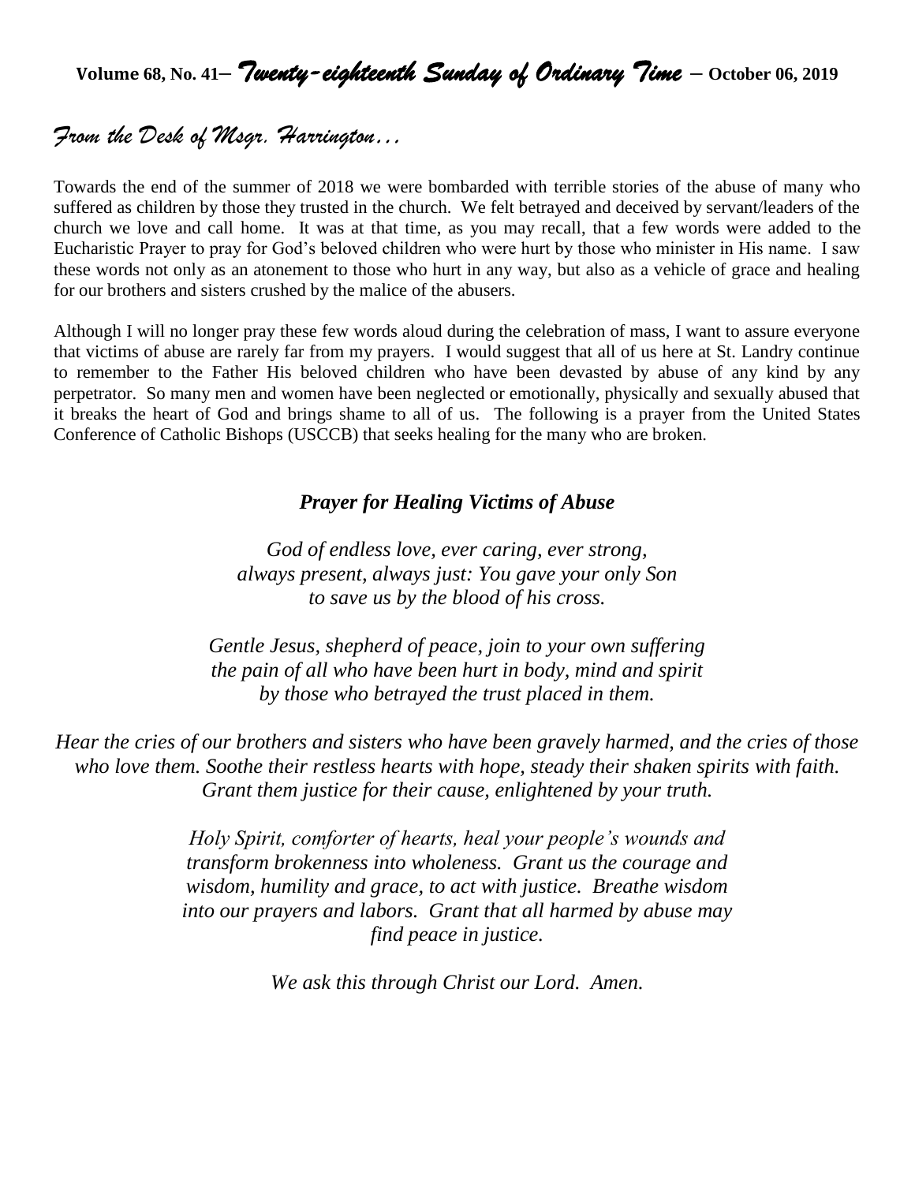# Volume 68, No. 41– *Twenty-eighteenth Sunday of Ordinary Time* – October 06, 2019

## *From the Desk of Msgr. Harrington…*

Towards the end of the summer of 2018 we were bombarded with terrible stories of the abuse of many who suffered as children by those they trusted in the church. We felt betrayed and deceived by servant/leaders of the church we love and call home. It was at that time, as you may recall, that a few words were added to the Eucharistic Prayer to pray for God's beloved children who were hurt by those who minister in His name. I saw these words not only as an atonement to those who hurt in any way, but also as a vehicle of grace and healing for our brothers and sisters crushed by the malice of the abusers.

Although I will no longer pray these few words aloud during the celebration of mass, I want to assure everyone that victims of abuse are rarely far from my prayers. I would suggest that all of us here at St. Landry continue to remember to the Father His beloved children who have been devasted by abuse of any kind by any perpetrator. So many men and women have been neglected or emotionally, physically and sexually abused that it breaks the heart of God and brings shame to all of us. The following is a prayer from the United States Conference of Catholic Bishops (USCCB) that seeks healing for the many who are broken.

### *Prayer for Healing Victims of Abuse*

*God of endless love, ever caring, ever strong,*
*always present, always just: You gave your only Son*
*to save us by the blood of his cross.*

*Gentle Jesus, shepherd of peace, join to your own suffering*
*the pain of all who have been hurt in body, mind and spirit*
*by those who betrayed the trust placed in them.*

*Hear the cries of our brothers and sisters who have been gravely harmed, and the cries of those who love them. Soothe their restless hearts with hope, steady their shaken spirits with faith. Grant them justice for their cause, enlightened by your truth.*

*Holy Spirit, comforter of hearts, heal your people's wounds and transform brokenness into wholeness. Grant us the courage and wisdom, humility and grace, to act with justice. Breathe wisdom into our prayers and labors. Grant that all harmed by abuse may find peace in justice.*

*We ask this through Christ our Lord. Amen.*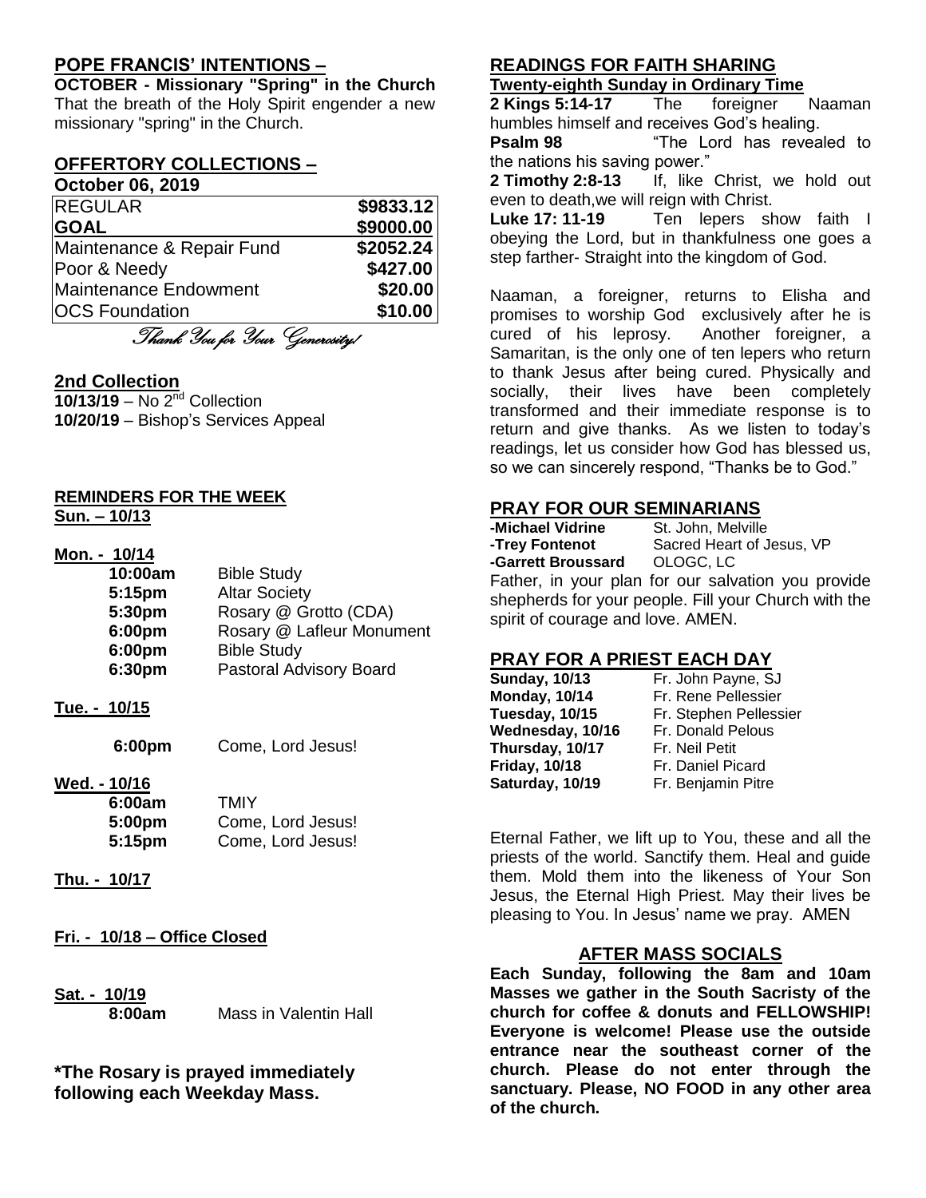## POPE FRANCIS' INTENTIONS –

**OCTOBER - Missionary "Spring" in the Church**

That the breath of the Holy Spirit engender a new missionary "spring" in the Church.

## OFFERTORY COLLECTIONS –

**October 06, 2019**

| | |
|---|---|
| REGULAR | **$9833.12** |
| **GOAL** | **$9000.00** |
| Maintenance & Repair Fund | **$2052.24** |
| Poor & Needy | **$427.00** |
| Maintenance Endowment | **$20.00** |
| OCS Foundation | **$10.00** |

*Thank You for Your Generosity!*

## 2nd Collection

**10/13/19** – No 2nd Collection
**10/20/19** – Bishop's Services Appeal

## REMINDERS FOR THE WEEK

**Sun. – 10/13**

**Mon. - 10/14**

| | |
|---|---|
| **10:00am** | Bible Study |
| **5:15pm** | Altar Society |
| **5:30pm** | Rosary @ Grotto (CDA) |
| **6:00pm** | Rosary @ Lafleur Monument |
| **6:00pm** | Bible Study |
| **6:30pm** | Pastoral Advisory Board |

**Tue. - 10/15**

| | |
|---|---|
| **6:00pm** | Come, Lord Jesus! |

**Wed. - 10/16**

| | |
|---|---|
| **6:00am** | TMIY |
| **5:00pm** | Come, Lord Jesus! |
| **5:15pm** | Come, Lord Jesus! |

**Thu. - 10/17**

**Fri. - 10/18 – Office Closed**

**Sat. - 10/19**

| | |
|---|---|
| **8:00am** | Mass in Valentin Hall |

**\*The Rosary is prayed immediately following each Weekday Mass.**

## READINGS FOR FAITH SHARING

**Twenty-eighth Sunday in Ordinary Time**

**2 Kings 5:14-17** The foreigner Naaman humbles himself and receives God's healing.

**Psalm 98** "The Lord has revealed to the nations his saving power."

**2 Timothy 2:8-13** If, like Christ, we hold out even to death,we will reign with Christ.

**Luke 17: 11-19** Ten lepers show faith I obeying the Lord, but in thankfulness one goes a step farther- Straight into the kingdom of God.

Naaman, a foreigner, returns to Elisha and promises to worship God exclusively after he is cured of his leprosy. Another foreigner, a Samaritan, is the only one of ten lepers who return to thank Jesus after being cured. Physically and socially, their lives have been completely transformed and their immediate response is to return and give thanks. As we listen to today's readings, let us consider how God has blessed us, so we can sincerely respond, "Thanks be to God."

## PRAY FOR OUR SEMINARIANS

| | |
|---|---|
| **-Michael Vidrine** | St. John, Melville |
| **-Trey Fontenot** | Sacred Heart of Jesus, VP |
| **-Garrett Broussard** | OLOGC, LC |

Father, in your plan for our salvation you provide shepherds for your people. Fill your Church with the spirit of courage and love. AMEN.

## PRAY FOR A PRIEST EACH DAY

| | |
|---|---|
| **Sunday, 10/13** | Fr. John Payne, SJ |
| **Monday, 10/14** | Fr. Rene Pellessier |
| **Tuesday, 10/15** | Fr. Stephen Pellessier |
| **Wednesday, 10/16** | Fr. Donald Pelous |
| **Thursday, 10/17** | Fr. Neil Petit |
| **Friday, 10/18** | Fr. Daniel Picard |
| **Saturday, 10/19** | Fr. Benjamin Pitre |

Eternal Father, we lift up to You, these and all the priests of the world. Sanctify them. Heal and guide them. Mold them into the likeness of Your Son Jesus, the Eternal High Priest. May their lives be pleasing to You. In Jesus' name we pray. AMEN

## AFTER MASS SOCIALS

**Each Sunday, following the 8am and 10am Masses we gather in the South Sacristy of the church for coffee & donuts and FELLOWSHIP! Everyone is welcome! Please use the outside entrance near the southeast corner of the church. Please do not enter through the sanctuary. Please, NO FOOD in any other area of the church.**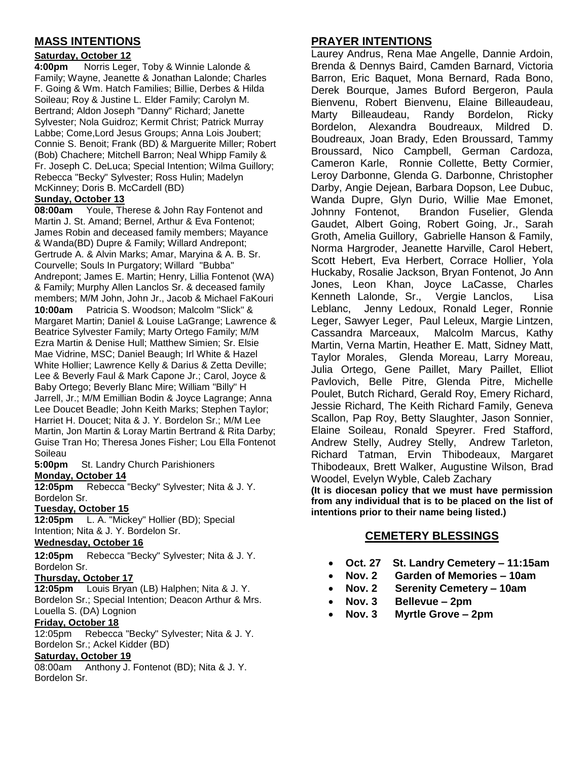## MASS INTENTIONS

**Saturday, October 12**

**4:00pm** Norris Leger, Toby & Winnie Lalonde & Family; Wayne, Jeanette & Jonathan Lalonde; Charles F. Going & Wm. Hatch Families; Billie, Derbes & Hilda Soileau; Roy & Justine L. Elder Family; Carolyn M. Bertrand; Aldon Joseph "Danny" Richard; Janette Sylvester; Nola Guidroz; Kermit Christ; Patrick Murray Labbe; Come,Lord Jesus Groups; Anna Lois Joubert; Connie S. Benoit; Frank (BD) & Marguerite Miller; Robert (Bob) Chachere; Mitchell Barron; Neal Whipp Family & Fr. Joseph C. DeLuca; Special Intention; Wilma Guillory; Rebecca "Becky" Sylvester; Ross Hulin; Madelyn McKinney; Doris B. McCardell (BD)

**Sunday, October 13**

**08:00am** Youle, Therese & John Ray Fontenot and Martin J. St. Amand; Bernel, Arthur & Eva Fontenot; James Robin and deceased family members; Mayance & Wanda(BD) Dupre & Family; Willard Andrepont; Gertrude A. & Alvin Marks; Amar, Maryina & A. B. Sr. Courvelle; Souls In Purgatory; Willard "Bubba" Andrepont; James E. Martin; Henry, Lillia Fontenot (WA) & Family; Murphy Allen Lanclos Sr. & deceased family members; M/M John, John Jr., Jacob & Michael FaKouri

**10:00am** Patricia S. Woodson; Malcolm "Slick" & Margaret Martin; Daniel & Louise LaGrange; Lawrence & Beatrice Sylvester Family; Marty Ortego Family; M/M Ezra Martin & Denise Hull; Matthew Simien; Sr. Elsie Mae Vidrine, MSC; Daniel Beaugh; Irl White & Hazel White Hollier; Lawrence Kelly & Darius & Zetta Deville; Lee & Beverly Faul & Mark Capone Jr.; Carol, Joyce & Baby Ortego; Beverly Blanc Mire; William "Billy" H Jarrell, Jr.; M/M Emillian Bodin & Joyce Lagrange; Anna Lee Doucet Beadle; John Keith Marks; Stephen Taylor; Harriet H. Doucet; Nita & J. Y. Bordelon Sr.; M/M Lee Martin, Jon Martin & Loray Martin Bertrand & Rita Darby; Guise Tran Ho; Theresa Jones Fisher; Lou Ella Fontenot Soileau

**5:00pm** St. Landry Church Parishioners

**Monday, October 14**

**12:05pm** Rebecca "Becky" Sylvester; Nita & J. Y. Bordelon Sr.

**Tuesday, October 15**

**12:05pm** L. A. "Mickey" Hollier (BD); Special Intention; Nita & J. Y. Bordelon Sr.

**Wednesday, October 16**

**12:05pm** Rebecca "Becky" Sylvester; Nita & J. Y. Bordelon Sr.

**Thursday, October 17**

**12:05pm** Louis Bryan (LB) Halphen; Nita & J. Y. Bordelon Sr.; Special Intention; Deacon Arthur & Mrs. Louella S. (DA) Lognion

**Friday, October 18**

12:05pm Rebecca "Becky" Sylvester; Nita & J. Y. Bordelon Sr.; Ackel Kidder (BD)

**Saturday, October 19**

08:00am Anthony J. Fontenot (BD); Nita & J. Y. Bordelon Sr.

## PRAYER INTENTIONS

Laurey Andrus, Rena Mae Angelle, Dannie Ardoin, Brenda & Dennys Baird, Camden Barnard, Victoria Barron, Eric Baquet, Mona Bernard, Rada Bono, Derek Bourque, James Buford Bergeron, Paula Bienvenu, Robert Bienvenu, Elaine Billeaudeau, Marty Billeaudeau, Randy Bordelon, Ricky Bordelon, Alexandra Boudreaux, Mildred D. Boudreaux, Joan Brady, Eden Broussard, Tammy Broussard, Nico Campbell, German Cardoza, Cameron Karle, Ronnie Collette, Betty Cormier, Leroy Darbonne, Glenda G. Darbonne, Christopher Darby, Angie Dejean, Barbara Dopson, Lee Dubuc, Wanda Dupre, Glyn Durio, Willie Mae Emonet, Johnny Fontenot, Brandon Fuselier, Glenda Gaudet, Albert Going, Robert Going, Jr., Sarah Groth, Amelia Guillory, Gabrielle Hanson & Family, Norma Hargroder, Jeanette Harville, Carol Hebert, Scott Hebert, Eva Herbert, Corrace Hollier, Yola Huckaby, Rosalie Jackson, Bryan Fontenot, Jo Ann Jones, Leon Khan, Joyce LaCasse, Charles Kenneth Lalonde, Sr., Vergie Lanclos, Lisa Leblanc, Jenny Ledoux, Ronald Leger, Ronnie Leger, Sawyer Leger, Paul Leleux, Margie Lintzen, Cassandra Marceaux, Malcolm Marcus, Kathy Martin, Verna Martin, Heather E. Matt, Sidney Matt, Taylor Morales, Glenda Moreau, Larry Moreau, Julia Ortego, Gene Paillet, Mary Paillet, Elliot Pavlovich, Belle Pitre, Glenda Pitre, Michelle Poulet, Butch Richard, Gerald Roy, Emery Richard, Jessie Richard, The Keith Richard Family, Geneva Scallon, Pap Roy, Betty Slaughter, Jason Sonnier, Elaine Soileau, Ronald Speyrer. Fred Stafford, Andrew Stelly, Audrey Stelly, Andrew Tarleton, Richard Tatman, Ervin Thibodeaux, Margaret Thibodeaux, Brett Walker, Augustine Wilson, Brad Woodel, Evelyn Wyble, Caleb Zachary

**(It is diocesan policy that we must have permission from any individual that is to be placed on the list of intentions prior to their name being listed.)**

## CEMETERY BLESSINGS

- **Oct. 27 St. Landry Cemetery – 11:15am**
- **Nov. 2 Garden of Memories – 10am**
- **Nov. 2 Serenity Cemetery – 10am**
- **Nov. 3 Bellevue – 2pm**
- **Nov. 3 Myrtle Grove – 2pm**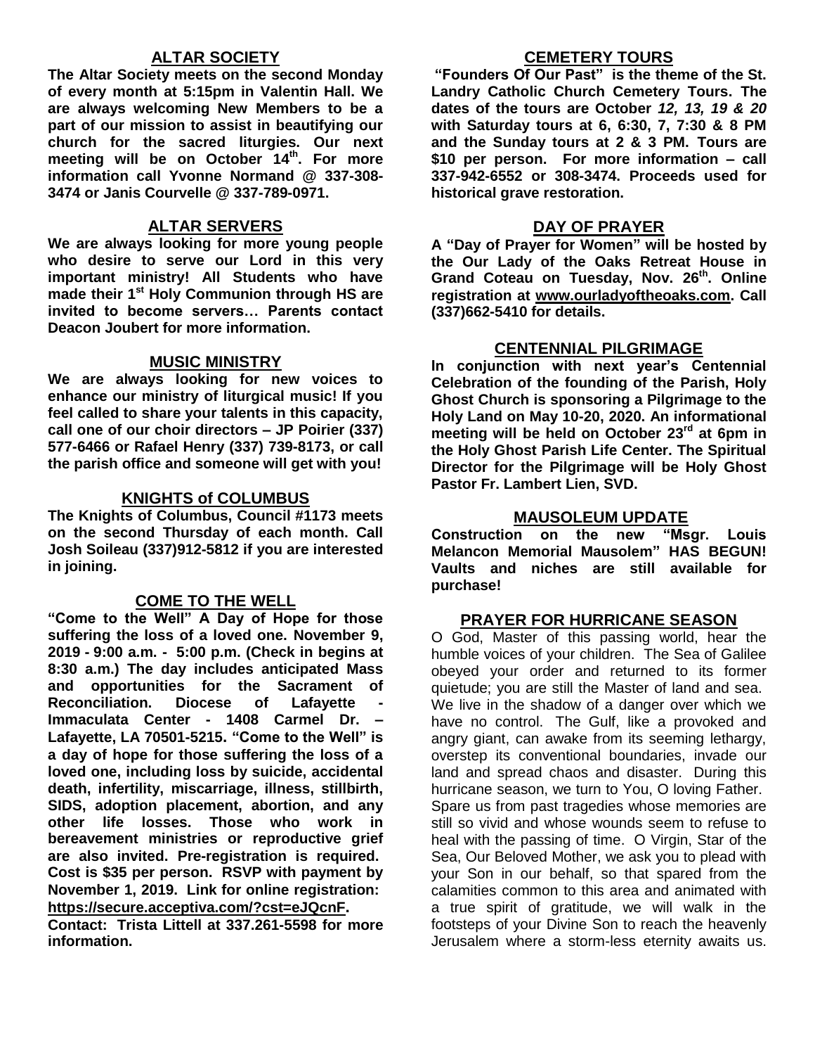## ALTAR SOCIETY

**The Altar Society meets on the second Monday of every month at 5:15pm in Valentin Hall. We are always welcoming New Members to be a part of our mission to assist in beautifying our church for the sacred liturgies. Our next meeting will be on October 14th. For more information call Yvonne Normand @ 337-308-3474 or Janis Courvelle @ 337-789-0971.**

## ALTAR SERVERS

**We are always looking for more young people who desire to serve our Lord in this very important ministry! All Students who have made their 1st Holy Communion through HS are invited to become servers… Parents contact Deacon Joubert for more information.**

## MUSIC MINISTRY

**We are always looking for new voices to enhance our ministry of liturgical music! If you feel called to share your talents in this capacity, call one of our choir directors – JP Poirier (337) 577-6466 or Rafael Henry (337) 739-8173, or call the parish office and someone will get with you!**

## KNIGHTS of COLUMBUS

**The Knights of Columbus, Council #1173 meets on the second Thursday of each month. Call Josh Soileau (337)912-5812 if you are interested in joining.**

## COME TO THE WELL

**"Come to the Well" A Day of Hope for those suffering the loss of a loved one. November 9, 2019 - 9:00 a.m. - 5:00 p.m. (Check in begins at 8:30 a.m.) The day includes anticipated Mass and opportunities for the Sacrament of Reconciliation. Diocese of Lafayette - Immaculata Center - 1408 Carmel Dr. – Lafayette, LA 70501-5215. "Come to the Well" is a day of hope for those suffering the loss of a loved one, including loss by suicide, accidental death, infertility, miscarriage, illness, stillbirth, SIDS, adoption placement, abortion, and any other life losses. Those who work in bereavement ministries or reproductive grief are also invited. Pre-registration is required. Cost is $35 per person. RSVP with payment by November 1, 2019. Link for online registration: https://secure.acceptiva.com/?cst=eJQcnF.**

**Contact: Trista Littell at 337.261-5598 for more information.**

## CEMETERY TOURS

**"Founders Of Our Past" is the theme of the St. Landry Catholic Church Cemetery Tours. The dates of the tours are October *12, 13, 19 & 20* with Saturday tours at 6, 6:30, 7, 7:30 & 8 PM and the Sunday tours at 2 & 3 PM. Tours are $10 per person. For more information – call 337-942-6552 or 308-3474. Proceeds used for historical grave restoration.**

## DAY OF PRAYER

**A "Day of Prayer for Women" will be hosted by the Our Lady of the Oaks Retreat House in Grand Coteau on Tuesday, Nov. 26th. Online registration at www.ourladyoftheoaks.com. Call (337)662-5410 for details.**

## CENTENNIAL PILGRIMAGE

**In conjunction with next year's Centennial Celebration of the founding of the Parish, Holy Ghost Church is sponsoring a Pilgrimage to the Holy Land on May 10-20, 2020. An informational meeting will be held on October 23rd at 6pm in the Holy Ghost Parish Life Center. The Spiritual Director for the Pilgrimage will be Holy Ghost Pastor Fr. Lambert Lien, SVD.**

## MAUSOLEUM UPDATE

**Construction on the new "Msgr. Louis Melancon Memorial Mausolem" HAS BEGUN! Vaults and niches are still available for purchase!**

## PRAYER FOR HURRICANE SEASON

O God, Master of this passing world, hear the humble voices of your children. The Sea of Galilee obeyed your order and returned to its former quietude; you are still the Master of land and sea. We live in the shadow of a danger over which we have no control. The Gulf, like a provoked and angry giant, can awake from its seeming lethargy, overstep its conventional boundaries, invade our land and spread chaos and disaster. During this hurricane season, we turn to You, O loving Father. Spare us from past tragedies whose memories are still so vivid and whose wounds seem to refuse to heal with the passing of time. O Virgin, Star of the Sea, Our Beloved Mother, we ask you to plead with your Son in our behalf, so that spared from the calamities common to this area and animated with a true spirit of gratitude, we will walk in the footsteps of your Divine Son to reach the heavenly Jerusalem where a storm-less eternity awaits us.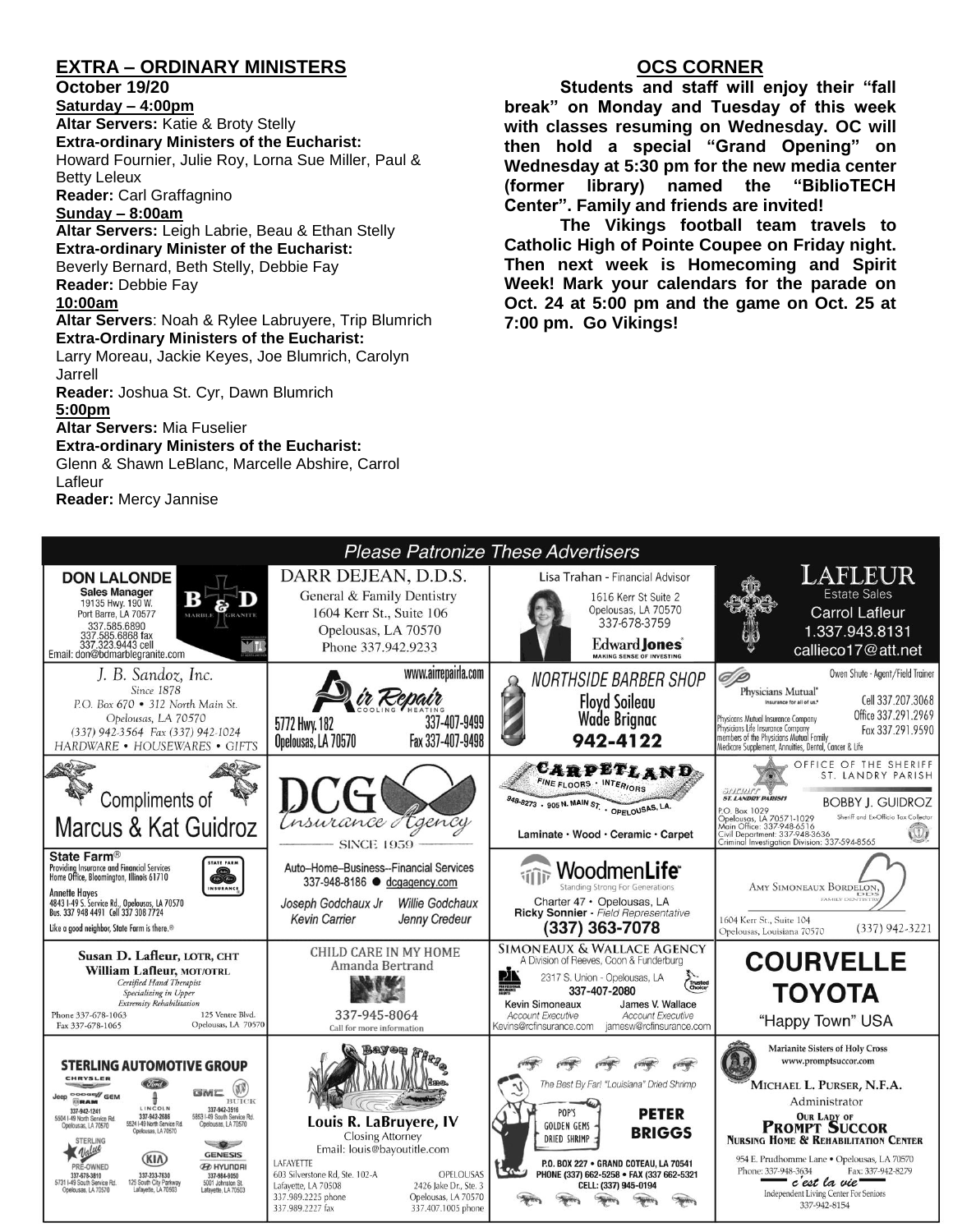## EXTRA – ORDINARY MINISTERS

**October 19/20**

**Saturday – 4:00pm**

**Altar Servers:** Katie & Broty Stelly

**Extra-ordinary Ministers of the Eucharist:**
Howard Fournier, Julie Roy, Lorna Sue Miller, Paul & Betty Leleux

**Reader:** Carl Graffagnino

**Sunday – 8:00am**

**Altar Servers:** Leigh Labrie, Beau & Ethan Stelly

**Extra-ordinary Minister of the Eucharist:**
Beverly Bernard, Beth Stelly, Debbie Fay

**Reader:** Debbie Fay

**10:00am**

**Altar Servers**: Noah & Rylee Labruyere, Trip Blumrich

**Extra-Ordinary Ministers of the Eucharist:**
Larry Moreau, Jackie Keyes, Joe Blumrich, Carolyn Jarrell

**Reader:** Joshua St. Cyr, Dawn Blumrich

**5:00pm**

**Altar Servers:** Mia Fuselier

**Extra-ordinary Ministers of the Eucharist:**
Glenn & Shawn LeBlanc, Marcelle Abshire, Carrol Lafleur

**Reader:** Mercy Jannise

## OCS CORNER

**Students and staff will enjoy their "fall break" on Monday and Tuesday of this week with classes resuming on Wednesday. OC will then hold a special "Grand Opening" on Wednesday at 5:30 pm for the new media center (former library) named the "BiblioTECH Center". Family and friends are invited!**

**The Vikings football team travels to Catholic High of Pointe Coupee on Friday night. Then next week is Homecoming and Spirit Week! Mark your calendars for the parade on Oct. 24 at 5:00 pm and the game on Oct. 25 at 7:00 pm. Go Vikings!**

## Please Patronize These Advertisers

**DON LALONDE** Sales Manager
19135 Hwy. 190 W. Port Barre, LA 70577
337.585.6890
337.585.6868 fax
337.323.9443 cell
Email: don@bdmarblegranite.com
B & D Marble Granite

**DARR DEJEAN, D.D.S.**
General & Family Dentistry
1604 Kerr St., Suite 106
Opelousas, LA 70570
Phone 337.942.9233

**Lisa Trahan** - Financial Advisor
1616 Kerr St Suite 2
Opelousas, LA 70570
337-678-3759
Edward Jones — MAKING SENSE OF INVESTING

**LAFLEUR** Estate Sales
Carrol Lafleur
1.337.943.8131
callieco17@att.net

**J. B. Sandoz, Inc.**
Since 1878
P.O. Box 670 • 312 North Main St.
Opelousas, LA 70570
(337) 942-3564 Fax (337) 942-1024
HARDWARE • HOUSEWARES • GIFTS

**Air Repair** Cooling • Heating
www.airrepairla.com
5772 Hwy. 182
Opelousas, LA 70570
337-407-9499
Fax 337-407-9498

**NORTHSIDE BARBER SHOP**
Floyd Soileau
Wade Brignac
942-4122

Owen Shute - Agent/Field Trainer
Physicians Mutual — Insurance for all of us.
Cell 337.207.3068
Office 337.291.2969
Fax 337.291.9590
Physicians Mutual Insurance Company
Physicians Life Insurance Company
members of the Physicians Mutual Family
Medicare Supplement, Annuities, Dental, Cancer & Life

Compliments of
**Marcus & Kat Guidroz**

**DCG Insurance Agency**
SINCE 1959

**CARPETLAND** FINE FLOORS • INTERIORS
948-8273 • 905 N. MAIN ST. • OPELOUSAS, LA.
Laminate • Wood • Ceramic • Carpet

OFFICE OF THE SHERIFF ST. LANDRY PARISH
**BOBBY J. GUIDROZ**
Sheriff and Ex-Officio Tax Collector
P.O. Box 1029
Opelousas, LA 70571-1029
Main Office: 337-948-6516
Civil Department: 337-948-3636
Criminal Investigation Division: 337-594-8565

**State Farm®**
Providing Insurance and Financial Services
Home Office, Bloomington, Illinois 61710
Annette Hayes
4843 I-49 S. Service Rd., Opelousas, LA 70570
Bus. 337 948 4491 Cell 337 308 7724
Like a good neighbor, State Farm is there.®

Auto–Home–Business--Financial Services
337-948-8186 ● dcgagency.com
Joseph Godchaux Jr — Willie Godchaux
Kevin Carrier — Jenny Credeur

**WoodmenLife**
Standing Strong For Generations
Charter 47 • Opelousas, LA
Ricky Sonnier - Field Representative
(337) 363-7078

AMY SIMONEAUX BORDELON, DDS
FAMILY DENTISTRY
1604 Kerr St., Suite 104
Opelousas, Louisiana 70570
(337) 942-3221

**Susan D. Lafleur, LOTR, CHT**
**William Lafleur, MOT/OTRL**
Certified Hand Therapist
Specializing in Upper Extremity Rehabilitation
Phone 337-678-1063
Fax 337-678-1065
125 Ventre Blvd.
Opelousas, LA 70570

CHILD CARE IN MY HOME
Amanda Bertrand
337-945-8064
Call for more information

**SIMONEAUX & WALLACE AGENCY**
A Division of Reeves, Coon & Funderburg
2317 S. Union - Opelousas, LA
337-407-2080
Kevin Simoneaux — Account Executive — Kevins@rcfinsurance.com
James V. Wallace — Account Executive — jamesw@rcfinsurance.com

**COURVELLE TOYOTA**
"Happy Town" USA

**STERLING AUTOMOTIVE GROUP**
Chrysler Jeep Dodge Ram — 337-942-1241 — 5504 I-49 North Service Rd. Opelousas, LA 70570
Ford Lincoln — 337-942-2686 — 5524 I-49 North Service Rd. Opelousas, LA 70570
GMC Buick — 337-942-3516 — 5853 I-49 South Service Rd. Opelousas, LA 70570
Sterling Value Pre-Owned — 337-678-3810 — 5731 I-49 South Service Rd. Opelousas, LA 70570
Kia — 337-233-7630 — 125 South City Parkway Lafayette, LA 70503
Genesis Hyundai — 337-984-9050 — 5001 Johnston St. Lafayette, LA 70503

**Bayou Title, Inc.**
Louis R. LaBruyere, IV
Closing Attorney
Email: louis@bayoutitle.com
LAFAYETTE
603 Silverstone Rd, Ste. 102-A
Lafayette, LA 70508
337.989.2225 phone
337.989.2227 fax
OPELOUSAS
2426 Jake Dr., Ste. 3
Opelousas, LA 70570
337.407.1005 phone

The Best By Far! "Louisiana" Dried Shrimp
POP'S GOLDEN GEMS DRIED SHRIMP
**PETER BRIGGS**
P.O. BOX 227 • GRAND COTEAU, LA 70541
PHONE (337) 662-5258 • FAX (337 662-5321
CELL: (337) 945-0194

Marianite Sisters of Holy Cross
www.promptsuccor.com
MICHAEL L. PURSER, N.F.A.
Administrator
**OUR LADY OF PROMPT SUCCOR NURSING HOME & REHABILITATION CENTER**
954 E. Prudhomme Lane • Opelousas, LA 70570
Phone: 337-948-3634 Fax: 337-942-8279
c'est la vie
Independent Living Center For Seniors
337-942-8154